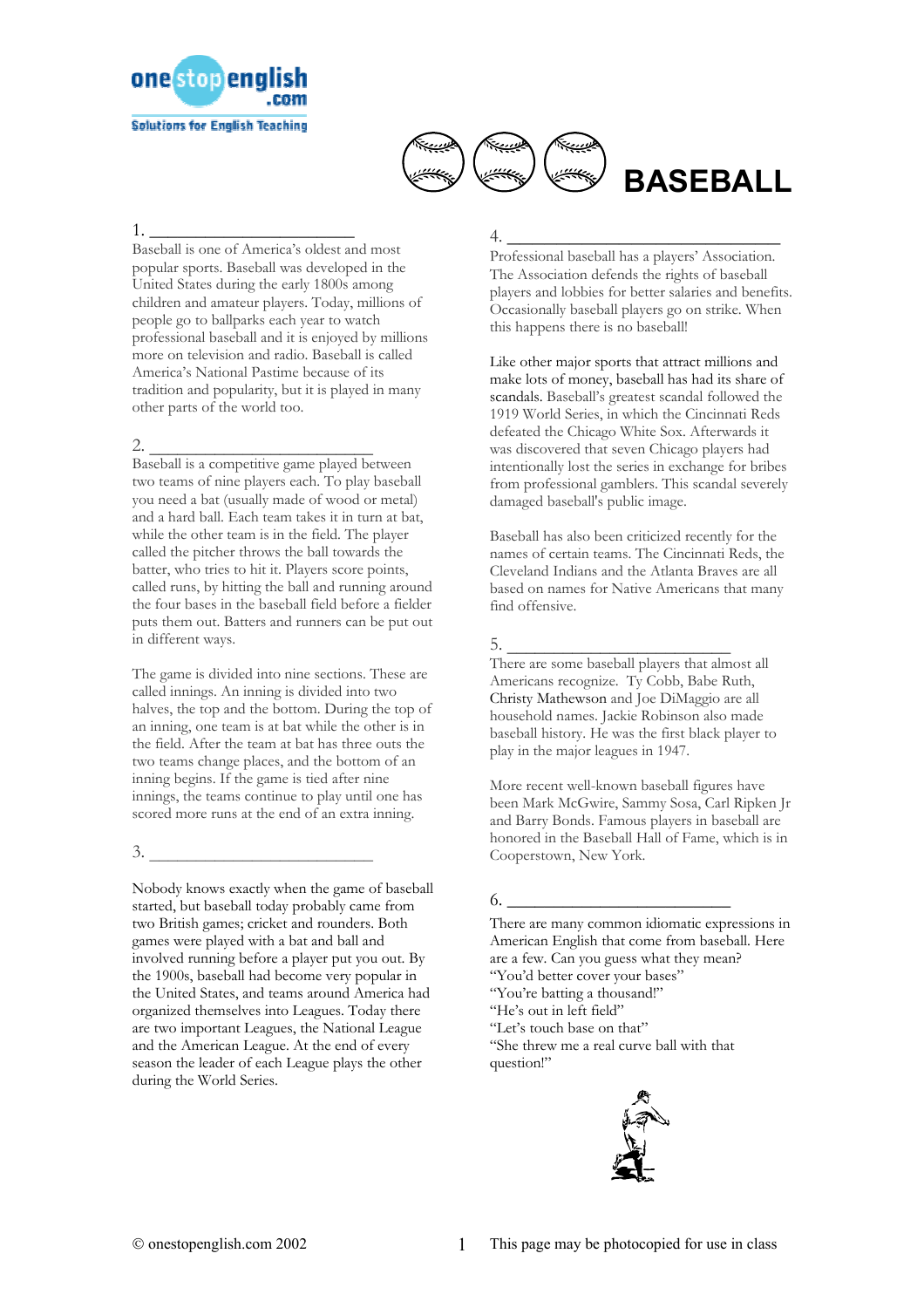# BASEBALL

1. ______________________

Baseball is one of America's oldest and most popular sports. Baseball was developed in the United States during the early 1800s among children and amateur players. Today, millions of people go to ballparks each year to watch professional baseball and it is enjoyed by millions more on television and radio. Baseball is called America's National Pastime because of its tradition and popularity, but it is played in many other parts of the world too.

2. ______________________

Baseball is a competitive game played between two teams of nine players each. To play baseball you need a bat (usually made of wood or metal) and a hard ball. Each team takes it in turn at bat, while the other team is in the field. The player called the pitcher throws the ball towards the batter, who tries to hit it. Players score points, called runs, by hitting the ball and running around the four bases in the baseball field before a fielder puts them out. Batters and runners can be put out in different ways.

The game is divided into nine sections. These are called innings. An inning is divided into two halves, the top and the bottom. During the top of an inning, one team is at bat while the other is in the field. After the team at bat has three outs the two teams change places, and the bottom of an inning begins. If the game is tied after nine innings, the teams continue to play until one has scored more runs at the end of an extra inning.

3. ______________________

Nobody knows exactly when the game of baseball started, but baseball today probably came from two British games; cricket and rounders. Both games were played with a bat and ball and involved running before a player put you out. By the 1900s, baseball had become very popular in the United States, and teams around America had organized themselves into Leagues. Today there are two important Leagues, the National League and the American League. At the end of every season the leader of each League plays the other during the World Series.

4. ______________________

Professional baseball has a players' Association. The Association defends the rights of baseball players and lobbies for better salaries and benefits. Occasionally baseball players go on strike. When this happens there is no baseball!

Like other major sports that attract millions and make lots of money, baseball has had its share of scandals. Baseball's greatest scandal followed the 1919 World Series, in which the Cincinnati Reds defeated the Chicago White Sox. Afterwards it was discovered that seven Chicago players had intentionally lost the series in exchange for bribes from professional gamblers. This scandal severely damaged baseball's public image.

Baseball has also been criticized recently for the names of certain teams. The Cincinnati Reds, the Cleveland Indians and the Atlanta Braves are all based on names for Native Americans that many find offensive.

5. ______________________

There are some baseball players that almost all Americans recognize. Ty Cobb, Babe Ruth, Christy Mathewson and Joe DiMaggio are all household names. Jackie Robinson also made baseball history. He was the first black player to play in the major leagues in 1947.

More recent well-known baseball figures have been Mark McGwire, Sammy Sosa, Carl Ripken Jr and Barry Bonds. Famous players in baseball are honored in the Baseball Hall of Fame, which is in Cooperstown, New York.

6. ______________________

There are many common idiomatic expressions in American English that come from baseball. Here are a few. Can you guess what they mean?

"You'd better cover your bases"
"You're batting a thousand!"
"He's out in left field"
"Let's touch base on that"
"She threw me a real curve ball with that question!"

© onestopenglish.com 2002 — This page may be photocopied for use in class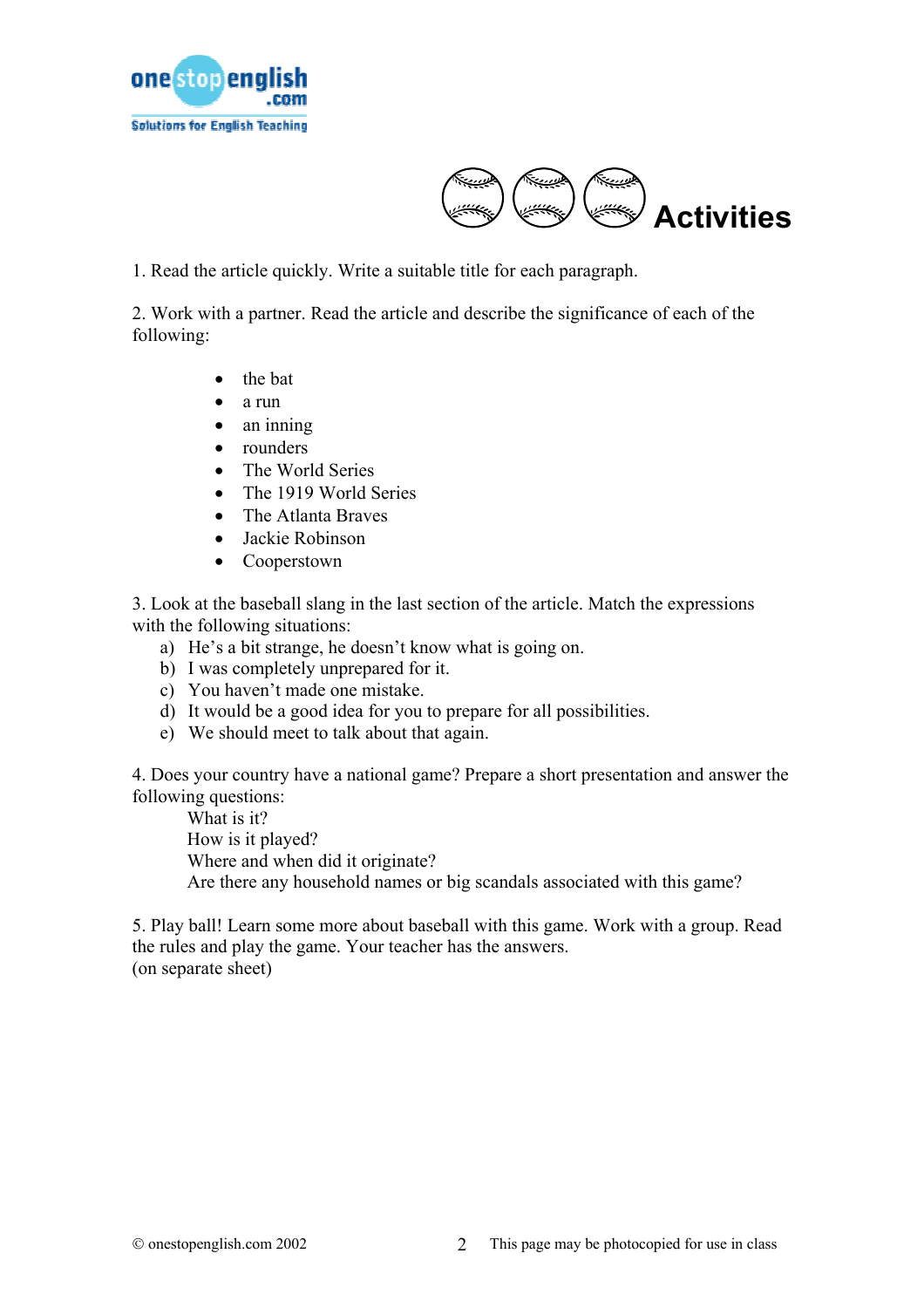# Activities

1. Read the article quickly. Write a suitable title for each paragraph.

2. Work with a partner. Read the article and describe the significance of each of the following:

- the bat
- a run
- an inning
- rounders
- The World Series
- The 1919 World Series
- The Atlanta Braves
- Jackie Robinson
- Cooperstown

3. Look at the baseball slang in the last section of the article. Match the expressions with the following situations:

a) He's a bit strange, he doesn't know what is going on.
b) I was completely unprepared for it.
c) You haven't made one mistake.
d) It would be a good idea for you to prepare for all possibilities.
e) We should meet to talk about that again.

4. Does your country have a national game? Prepare a short presentation and answer the following questions:

What is it?
How is it played?
Where and when did it originate?
Are there any household names or big scandals associated with this game?

5. Play ball! Learn some more about baseball with this game. Work with a group. Read the rules and play the game. Your teacher has the answers.
(on separate sheet)

© onestopenglish.com 2002 This page may be photocopied for use in class